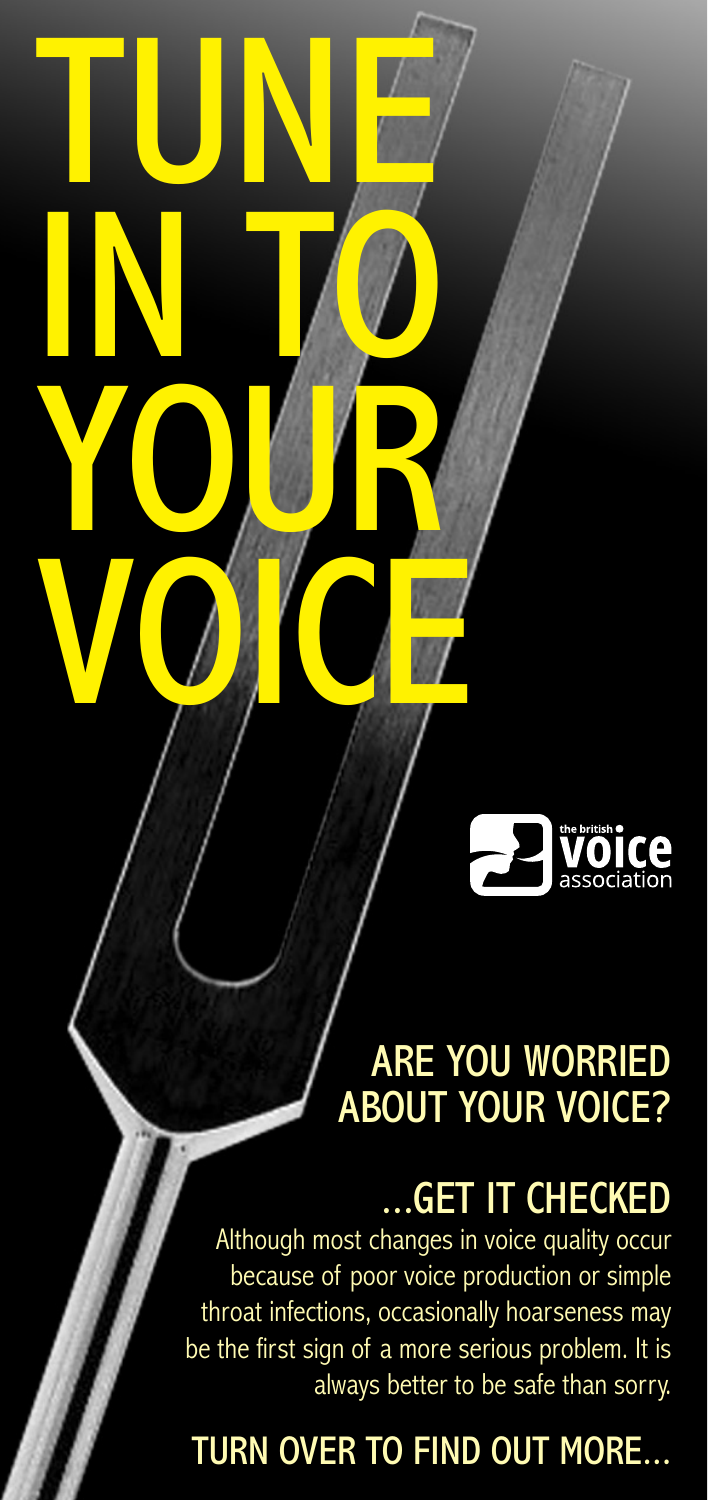# TUNE IN TO YOUR VOICE

the british voice association

## ARE YOU WORRIED ABOUT YOUR VOICE?

## ...GET IT CHECKED

Although most changes in voice quality occur because of poor voice production or simple throat infections, occasionally hoarseness may be the first sign of a more serious problem. It is always better to be safe than sorry.

## TURN OVER TO FIND OUT MORE...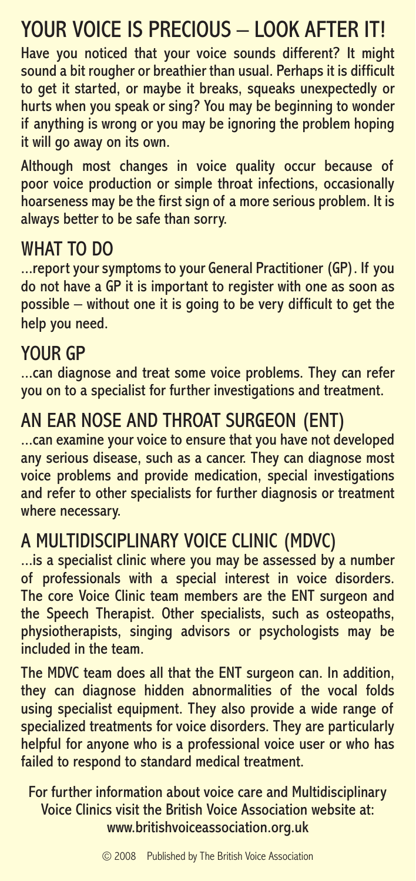# YOUR VOICE IS PRECIOUS – LOOK AFTER IT!

Have you noticed that your voice sounds different? It might sound a bit rougher or breathier than usual. Perhaps it is difficult to get it started, or maybe it breaks, squeaks unexpectedly or hurts when you speak or sing? You may be beginning to wonder if anything is wrong or you may be ignoring the problem hoping it will go away on its own.

Although most changes in voice quality occur because of poor voice production or simple throat infections, occasionally hoarseness may be the first sign of a more serious problem. It is always better to be safe than sorry.

## WHAT TO DO

...report your symptoms to your General Practitioner (GP). If you do not have a GP it is important to register with one as soon as possible – without one it is going to be very difficult to get the help you need.

## YOUR GP

...can diagnose and treat some voice problems. They can refer you on to a specialist for further investigations and treatment.

## AN EAR NOSE AND THROAT SURGEON (ENT)

...can examine your voice to ensure that you have not developed any serious disease, such as a cancer. They can diagnose most voice problems and provide medication, special investigations and refer to other specialists for further diagnosis or treatment where necessary.

## A MULTIDISCIPLINARY VOICE CLINIC (MDVC)

...is a specialist clinic where you may be assessed by a number of professionals with a special interest in voice disorders. The core Voice Clinic team members are the ENT surgeon and the Speech Therapist. Other specialists, such as osteopaths, physiotherapists, singing advisors or psychologists may be included in the team.

The MDVC team does all that the ENT surgeon can. In addition, they can diagnose hidden abnormalities of the vocal folds using specialist equipment. They also provide a wide range of specialized treatments for voice disorders. They are particularly helpful for anyone who is a professional voice user or who has failed to respond to standard medical treatment.

For further information about voice care and Multidisciplinary Voice Clinics visit the British Voice Association website at: www.britishvoiceassociation.org.uk

© 2008 Published by The British Voice Association